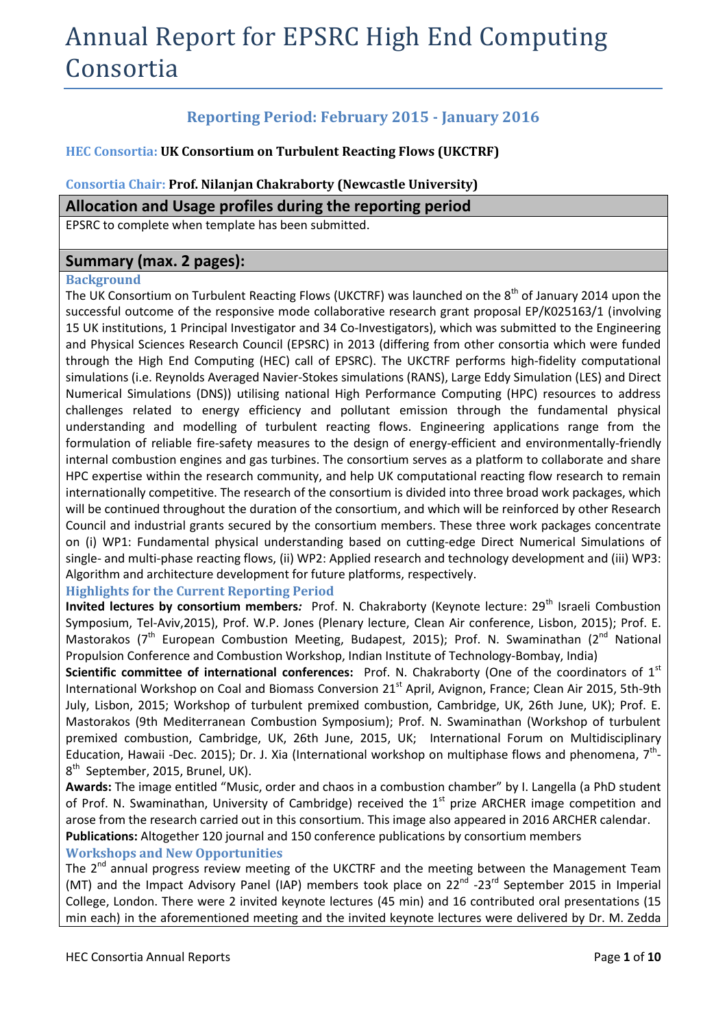# Annual Report for EPSRC High End Computing Consortia

## Reporting Period: February 2015 - January 2016

**HEC Consortia: UK Consortium on Turbulent Reacting Flows (UKCTRF)**

**Consortia Chair: Prof. Nilanjan Chakraborty (Newcastle University)**

## Allocation and Usage profiles during the reporting period

EPSRC to complete when template has been submitted.

## Summary (max. 2 pages):

### Background

The UK Consortium on Turbulent Reacting Flows (UKCTRF) was launched on the 8th of January 2014 upon the successful outcome of the responsive mode collaborative research grant proposal EP/K025163/1 (involving 15 UK institutions, 1 Principal Investigator and 34 Co-Investigators), which was submitted to the Engineering and Physical Sciences Research Council (EPSRC) in 2013 (differing from other consortia which were funded through the High End Computing (HEC) call of EPSRC). The UKCTRF performs high-fidelity computational simulations (i.e. Reynolds Averaged Navier-Stokes simulations (RANS), Large Eddy Simulation (LES) and Direct Numerical Simulations (DNS)) utilising national High Performance Computing (HPC) resources to address challenges related to energy efficiency and pollutant emission through the fundamental physical understanding and modelling of turbulent reacting flows. Engineering applications range from the formulation of reliable fire-safety measures to the design of energy-efficient and environmentally-friendly internal combustion engines and gas turbines. The consortium serves as a platform to collaborate and share HPC expertise within the research community, and help UK computational reacting flow research to remain internationally competitive. The research of the consortium is divided into three broad work packages, which will be continued throughout the duration of the consortium, and which will be reinforced by other Research Council and industrial grants secured by the consortium members. These three work packages concentrate on (i) WP1: Fundamental physical understanding based on cutting-edge Direct Numerical Simulations of single- and multi-phase reacting flows, (ii) WP2: Applied research and technology development and (iii) WP3: Algorithm and architecture development for future platforms, respectively.

### Highlights for the Current Reporting Period

**Invited lectures by consortium members***:* Prof. N. Chakraborty (Keynote lecture: 29th Israeli Combustion Symposium, Tel-Aviv,2015), Prof. W.P. Jones (Plenary lecture, Clean Air conference, Lisbon, 2015); Prof. E. Mastorakos (7th European Combustion Meeting, Budapest, 2015); Prof. N. Swaminathan (2nd National Propulsion Conference and Combustion Workshop, Indian Institute of Technology-Bombay, India)

**Scientific committee of international conferences:** Prof. N. Chakraborty (One of the coordinators of 1st International Workshop on Coal and Biomass Conversion 21st April, Avignon, France; Clean Air 2015, 5th-9th July, Lisbon, 2015; Workshop of turbulent premixed combustion, Cambridge, UK, 26th June, UK); Prof. E. Mastorakos (9th Mediterranean Combustion Symposium); Prof. N. Swaminathan (Workshop of turbulent premixed combustion, Cambridge, UK, 26th June, 2015, UK; International Forum on Multidisciplinary Education, Hawaii -Dec. 2015); Dr. J. Xia (International workshop on multiphase flows and phenomena, 7th-8th September, 2015, Brunel, UK).

**Awards:** The image entitled "Music, order and chaos in a combustion chamber" by I. Langella (a PhD student of Prof. N. Swaminathan, University of Cambridge) received the 1st prize ARCHER image competition and arose from the research carried out in this consortium. This image also appeared in 2016 ARCHER calendar.

**Publications:** Altogether 120 journal and 150 conference publications by consortium members

### Workshops and New Opportunities

The 2nd annual progress review meeting of the UKCTRF and the meeting between the Management Team (MT) and the Impact Advisory Panel (IAP) members took place on 22nd -23rd September 2015 in Imperial College, London. There were 2 invited keynote lectures (45 min) and 16 contributed oral presentations (15 min each) in the aforementioned meeting and the invited keynote lectures were delivered by Dr. M. Zedda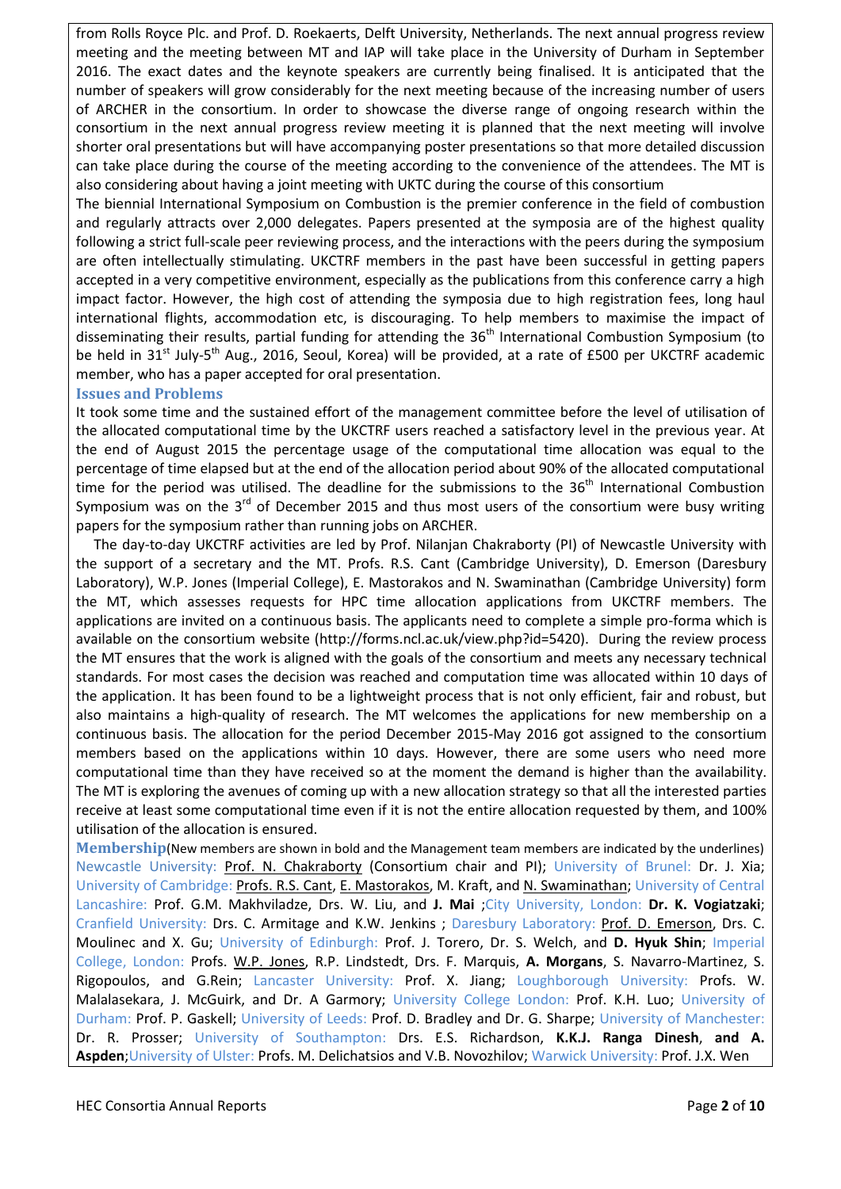from Rolls Royce Plc. and Prof. D. Roekaerts, Delft University, Netherlands. The next annual progress review meeting and the meeting between MT and IAP will take place in the University of Durham in September 2016. The exact dates and the keynote speakers are currently being finalised. It is anticipated that the number of speakers will grow considerably for the next meeting because of the increasing number of users of ARCHER in the consortium. In order to showcase the diverse range of ongoing research within the consortium in the next annual progress review meeting it is planned that the next meeting will involve shorter oral presentations but will have accompanying poster presentations so that more detailed discussion can take place during the course of the meeting according to the convenience of the attendees. The MT is also considering about having a joint meeting with UKTC during the course of this consortium

The biennial International Symposium on Combustion is the premier conference in the field of combustion and regularly attracts over 2,000 delegates. Papers presented at the symposia are of the highest quality following a strict full-scale peer reviewing process, and the interactions with the peers during the symposium are often intellectually stimulating. UKCTRF members in the past have been successful in getting papers accepted in a very competitive environment, especially as the publications from this conference carry a high impact factor. However, the high cost of attending the symposia due to high registration fees, long haul international flights, accommodation etc, is discouraging. To help members to maximise the impact of disseminating their results, partial funding for attending the 36th International Combustion Symposium (to be held in 31st July-5th Aug., 2016, Seoul, Korea) will be provided, at a rate of £500 per UKCTRF academic member, who has a paper accepted for oral presentation.

## Issues and Problems

It took some time and the sustained effort of the management committee before the level of utilisation of the allocated computational time by the UKCTRF users reached a satisfactory level in the previous year. At the end of August 2015 the percentage usage of the computational time allocation was equal to the percentage of time elapsed but at the end of the allocation period about 90% of the allocated computational time for the period was utilised. The deadline for the submissions to the 36th International Combustion Symposium was on the 3rd of December 2015 and thus most users of the consortium were busy writing papers for the symposium rather than running jobs on ARCHER.

The day-to-day UKCTRF activities are led by Prof. Nilanjan Chakraborty (PI) of Newcastle University with the support of a secretary and the MT. Profs. R.S. Cant (Cambridge University), D. Emerson (Daresbury Laboratory), W.P. Jones (Imperial College), E. Mastorakos and N. Swaminathan (Cambridge University) form the MT, which assesses requests for HPC time allocation applications from UKCTRF members. The applications are invited on a continuous basis. The applicants need to complete a simple pro-forma which is available on the consortium website (http://forms.ncl.ac.uk/view.php?id=5420). During the review process the MT ensures that the work is aligned with the goals of the consortium and meets any necessary technical standards. For most cases the decision was reached and computation time was allocated within 10 days of the application. It has been found to be a lightweight process that is not only efficient, fair and robust, but also maintains a high-quality of research. The MT welcomes the applications for new membership on a continuous basis. The allocation for the period December 2015-May 2016 got assigned to the consortium members based on the applications within 10 days. However, there are some users who need more computational time than they have received so at the moment the demand is higher than the availability. The MT is exploring the avenues of coming up with a new allocation strategy so that all the interested parties receive at least some computational time even if it is not the entire allocation requested by them, and 100% utilisation of the allocation is ensured.

## Membership

(New members are shown in bold and the Management team members are indicated by the underlines)

Newcastle University: Prof. N. Chakraborty (Consortium chair and PI); University of Brunel: Dr. J. Xia; University of Cambridge: Profs. R.S. Cant, E. Mastorakos, M. Kraft, and N. Swaminathan; University of Central Lancashire: Prof. G.M. Makhviladze, Drs. W. Liu, and **J. Mai**; City University, London: **Dr. K. Vogiatzaki**; Cranfield University: Drs. C. Armitage and K.W. Jenkins; Daresbury Laboratory: Prof. D. Emerson, Drs. C. Moulinec and X. Gu; University of Edinburgh: Prof. J. Torero, Dr. S. Welch, and **D. Hyuk Shin**; Imperial College, London: Profs. W.P. Jones, R.P. Lindstedt, Drs. F. Marquis, **A. Morgans**, S. Navarro-Martinez, S. Rigopoulos, and G.Rein; Lancaster University: Prof. X. Jiang; Loughborough University: Profs. W. Malalasekara, J. McGuirk, and Dr. A Garmory; University College London: Prof. K.H. Luo; University of Durham: Prof. P. Gaskell; University of Leeds: Prof. D. Bradley and Dr. G. Sharpe; University of Manchester: Dr. R. Prosser; University of Southampton: Drs. E.S. Richardson, **K.K.J. Ranga Dinesh**, **and A. Aspden**; University of Ulster: Profs. M. Delichatsios and V.B. Novozhilov; Warwick University: Prof. J.X. Wen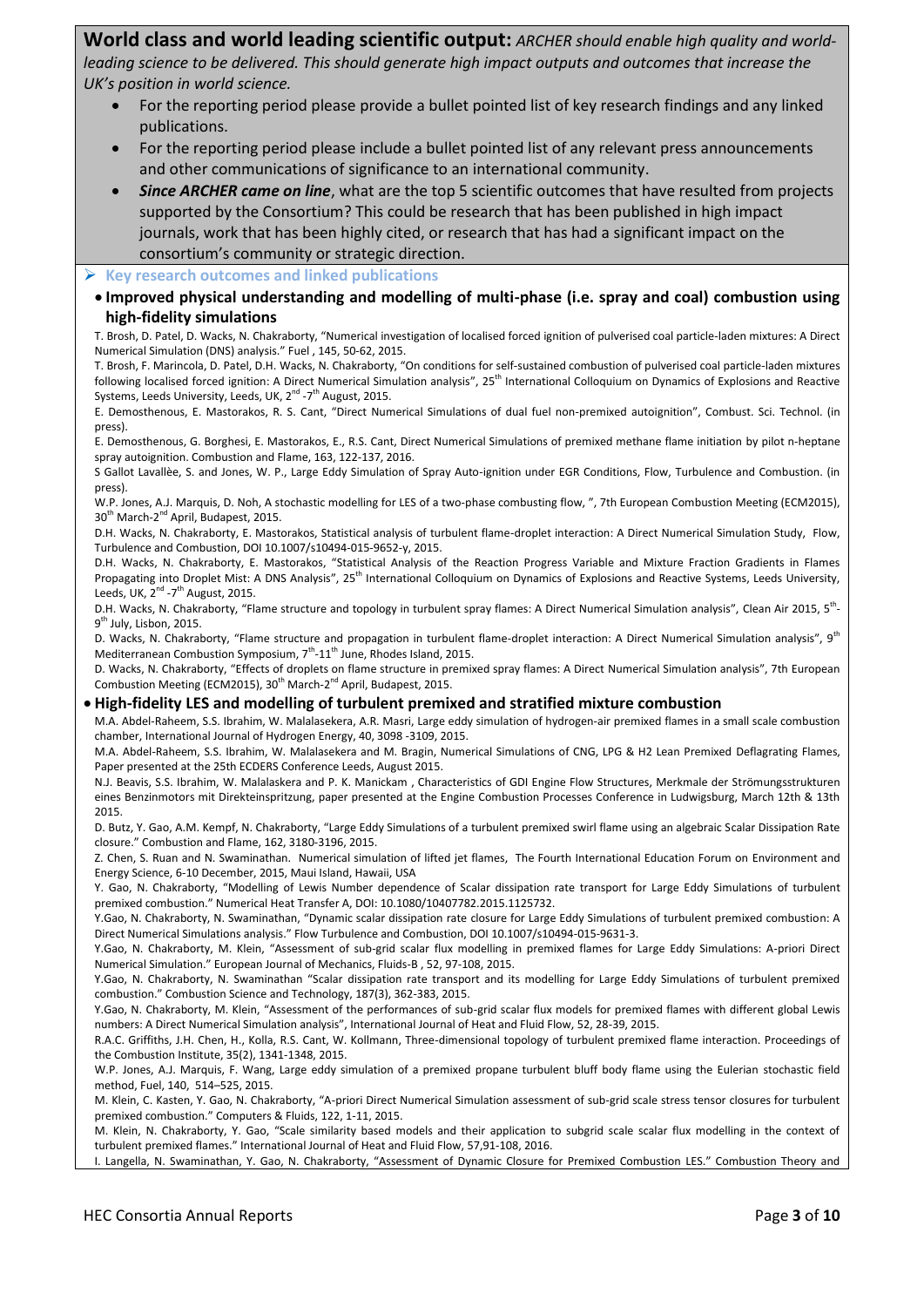**World class and world leading scientific output:** *ARCHER should enable high quality and world-leading science to be delivered. This should generate high impact outputs and outcomes that increase the UK's position in world science.*

- For the reporting period please provide a bullet pointed list of key research findings and any linked publications.
- For the reporting period please include a bullet pointed list of any relevant press announcements and other communications of significance to an international community.
- ***Since ARCHER came on line***, what are the top 5 scientific outcomes that have resulted from projects supported by the Consortium? This could be research that has been published in high impact journals, work that has been highly cited, or research that has had a significant impact on the consortium's community or strategic direction.

## Key research outcomes and linked publications

- **Improved physical understanding and modelling of multi-phase (i.e. spray and coal) combustion using high-fidelity simulations**

T. Brosh, D. Patel, D. Wacks, N. Chakraborty, "Numerical investigation of localised forced ignition of pulverised coal particle-laden mixtures: A Direct Numerical Simulation (DNS) analysis." Fuel , 145, 50-62, 2015.

T. Brosh, F. Marincola, D. Patel, D.H. Wacks, N. Chakraborty, "On conditions for self-sustained combustion of pulverised coal particle-laden mixtures following localised forced ignition: A Direct Numerical Simulation analysis", 25th International Colloquium on Dynamics of Explosions and Reactive Systems, Leeds University, Leeds, UK, 2nd -7th August, 2015.

E. Demosthenous, E. Mastorakos, R. S. Cant, "Direct Numerical Simulations of dual fuel non-premixed autoignition", Combust. Sci. Technol. (in press).

E. Demosthenous, G. Borghesi, E. Mastorakos, E., R.S. Cant, Direct Numerical Simulations of premixed methane flame initiation by pilot n-heptane spray autoignition. Combustion and Flame, 163, 122-137, 2016.

S Gallot Lavallèe, S. and Jones, W. P., Large Eddy Simulation of Spray Auto-ignition under EGR Conditions, Flow, Turbulence and Combustion. (in press).

W.P. Jones, A.J. Marquis, D. Noh, A stochastic modelling for LES of a two-phase combusting flow, ", 7th European Combustion Meeting (ECM2015), 30th March-2nd April, Budapest, 2015.

D.H. Wacks, N. Chakraborty, E. Mastorakos, Statistical analysis of turbulent flame-droplet interaction: A Direct Numerical Simulation Study, Flow, Turbulence and Combustion, DOI 10.1007/s10494-015-9652-y, 2015.

D.H. Wacks, N. Chakraborty, E. Mastorakos, "Statistical Analysis of the Reaction Progress Variable and Mixture Fraction Gradients in Flames Propagating into Droplet Mist: A DNS Analysis", 25th International Colloquium on Dynamics of Explosions and Reactive Systems, Leeds University, Leeds, UK, 2nd -7th August, 2015.

D.H. Wacks, N. Chakraborty, "Flame structure and topology in turbulent spray flames: A Direct Numerical Simulation analysis", Clean Air 2015, 5th-9th July, Lisbon, 2015.

D. Wacks, N. Chakraborty, "Flame structure and propagation in turbulent flame-droplet interaction: A Direct Numerical Simulation analysis", 9th Mediterranean Combustion Symposium, 7th-11th June, Rhodes Island, 2015.

D. Wacks, N. Chakraborty, "Effects of droplets on flame structure in premixed spray flames: A Direct Numerical Simulation analysis", 7th European Combustion Meeting (ECM2015), 30th March-2nd April, Budapest, 2015.

- **High-fidelity LES and modelling of turbulent premixed and stratified mixture combustion**

M.A. Abdel-Raheem, S.S. Ibrahim, W. Malalasekera, A.R. Masri, Large eddy simulation of hydrogen-air premixed flames in a small scale combustion chamber, International Journal of Hydrogen Energy, 40, 3098 -3109, 2015.

M.A. Abdel-Raheem, S.S. Ibrahim, W. Malalasekera and M. Bragin, Numerical Simulations of CNG, LPG & H2 Lean Premixed Deflagrating Flames, Paper presented at the 25th ECDERS Conference Leeds, August 2015.

N.J. Beavis, S.S. Ibrahim, W. Malalaskera and P. K. Manickam , Characteristics of GDI Engine Flow Structures, Merkmale der Strömungsstrukturen eines Benzinmotors mit Direkteinspritzung, paper presented at the Engine Combustion Processes Conference in Ludwigsburg, March 12th & 13th 2015.

D. Butz, Y. Gao, A.M. Kempf, N. Chakraborty, "Large Eddy Simulations of a turbulent premixed swirl flame using an algebraic Scalar Dissipation Rate closure." Combustion and Flame, 162, 3180-3196, 2015.

Z. Chen, S. Ruan and N. Swaminathan. Numerical simulation of lifted jet flames, The Fourth International Education Forum on Environment and Energy Science, 6-10 December, 2015, Maui Island, Hawaii, USA

Y. Gao, N. Chakraborty, "Modelling of Lewis Number dependence of Scalar dissipation rate transport for Large Eddy Simulations of turbulent premixed combustion." Numerical Heat Transfer A, DOI: 10.1080/10407782.2015.1125732.

Y.Gao, N. Chakraborty, N. Swaminathan, "Dynamic scalar dissipation rate closure for Large Eddy Simulations of turbulent premixed combustion: A Direct Numerical Simulations analysis." Flow Turbulence and Combustion, DOI 10.1007/s10494-015-9631-3.

Y.Gao, N. Chakraborty, M. Klein, "Assessment of sub-grid scalar flux modelling in premixed flames for Large Eddy Simulations: A-priori Direct Numerical Simulation." European Journal of Mechanics, Fluids-B , 52, 97-108, 2015.

Y.Gao, N. Chakraborty, N. Swaminathan "Scalar dissipation rate transport and its modelling for Large Eddy Simulations of turbulent premixed combustion." Combustion Science and Technology, 187(3), 362-383, 2015.

Y.Gao, N. Chakraborty, M. Klein, "Assessment of the performances of sub-grid scalar flux models for premixed flames with different global Lewis numbers: A Direct Numerical Simulation analysis", International Journal of Heat and Fluid Flow, 52, 28-39, 2015.

R.A.C. Griffiths, J.H. Chen, H., Kolla, R.S. Cant, W. Kollmann, Three-dimensional topology of turbulent premixed flame interaction. Proceedings of the Combustion Institute, 35(2), 1341-1348, 2015.

W.P. Jones, A.J. Marquis, F. Wang, Large eddy simulation of a premixed propane turbulent bluff body flame using the Eulerian stochastic field method, Fuel, 140, 514–525, 2015.

M. Klein, C. Kasten, Y. Gao, N. Chakraborty, "A-priori Direct Numerical Simulation assessment of sub-grid scale stress tensor closures for turbulent premixed combustion." Computers & Fluids, 122, 1-11, 2015.

M. Klein, N. Chakraborty, Y. Gao, "Scale similarity based models and their application to subgrid scale scalar flux modelling in the context of turbulent premixed flames." International Journal of Heat and Fluid Flow, 57,91-108, 2016.

I. Langella, N. Swaminathan, Y. Gao, N. Chakraborty, "Assessment of Dynamic Closure for Premixed Combustion LES." Combustion Theory and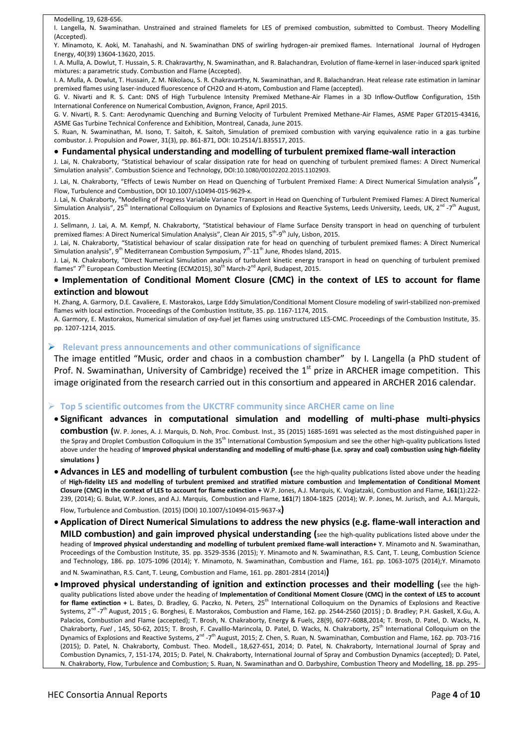Modelling, 19, 628-656.

I. Langella, N. Swaminathan. Unstrained and strained flamelets for LES of premixed combustion, submitted to Combust. Theory Modelling (Accepted).

Y. Minamoto, K. Aoki, M. Tanahashi, and N. Swaminathan DNS of swirling hydrogen-air premixed flames. International Journal of Hydrogen Energy, 40(39) 13604-13620, 2015.

I. A. Mulla, A. Dowlut, T. Hussain, S. R. Chakravarthy, N. Swaminathan, and R. Balachandran, Evolution of flame-kernel in laser-induced spark ignited mixtures: a parametric study. Combustion and Flame (Accepted).

I. A. Mulla, A. Dowlut, T. Hussain, Z. M. Nikolaou, S. R. Chakravarthy, N. Swaminathan, and R. Balachandran. Heat release rate estimation in laminar premixed flames using laser-induced fluorescence of CH2O and H-atom, Combustion and Flame (accepted).

G. V. Nivarti and R. S. Cant: DNS of High Turbulence Intensity Premixed Methane-Air Flames in a 3D Inflow-Outflow Configuration, 15th International Conference on Numerical Combustion, Avignon, France, April 2015.

G. V. Nivarti, R. S. Cant: Aerodynamic Quenching and Burning Velocity of Turbulent Premixed Methane-Air Flames, ASME Paper GT2015-43416, ASME Gas Turbine Technical Conference and Exhibition, Montreal, Canada, June 2015.

S. Ruan, N. Swaminathan, M. Isono, T. Saitoh, K. Saitoh, Simulation of premixed combustion with varying equivalence ratio in a gas turbine combustor. J. Propulsion and Power, 31(3), pp. 861-871, DOI: 10.2514/1.B35517, 2015.

- **Fundamental physical understanding and modelling of turbulent premixed flame-wall interaction**

J. Lai, N. Chakraborty, "Statistical behaviour of scalar dissipation rate for head on quenching of turbulent premixed flames: A Direct Numerical Simulation analysis". Combustion Science and Technology, DOI:10.1080/00102202.2015.1102903.

J. Lai, N. Chakraborty, "Effects of Lewis Number on Head on Quenching of Turbulent Premixed Flame: A Direct Numerical Simulation analysis", Flow, Turbulence and Combustion, DOI 10.1007/s10494-015-9629-x.

J. Lai, N. Chakraborty, "Modelling of Progress Variable Variance Transport in Head on Quenching of Turbulent Premixed Flames: A Direct Numerical Simulation Analysis", 25th International Colloquium on Dynamics of Explosions and Reactive Systems, Leeds University, Leeds, UK, 2nd -7th August, 2015.

J. Sellmann, J. Lai, A. M. Kempf, N. Chakraborty, "Statistical behaviour of Flame Surface Density transport in head on quenching of turbulent premixed flames: A Direct Numerical Simulation Analysis", Clean Air 2015, 5th-9th July, Lisbon, 2015.

J. Lai, N. Chakraborty, "Statistical behaviour of scalar dissipation rate for head on quenching of turbulent premixed flames: A Direct Numerical Simulation analysis", 9th Mediterranean Combustion Symposium, 7th-11th June, Rhodes Island, 2015.

J. Lai, N. Chakraborty, "Direct Numerical Simulation analysis of turbulent kinetic energy transport in head on quenching of turbulent premixed flames" 7th European Combustion Meeting (ECM2015), 30th March-2nd April, Budapest, 2015.

- **Implementation of Conditional Moment Closure (CMC) in the context of LES to account for flame extinction and blowout**

H. Zhang, A. Garmory, D.E. Cavaliere, E. Mastorakos, Large Eddy Simulation/Conditional Moment Closure modeling of swirl-stabilized non-premixed flames with local extinction. Proceedings of the Combustion Institute, 35. pp. 1167-1174, 2015.

A. Garmory, E. Mastorakos, Numerical simulation of oxy-fuel jet flames using unstructured LES-CMC. Proceedings of the Combustion Institute, 35. pp. 1207-1214, 2015.

## Relevant press announcements and other communications of significance

The image entitled "Music, order and chaos in a combustion chamber" by I. Langella (a PhD student of Prof. N. Swaminathan, University of Cambridge) received the 1st prize in ARCHER image competition. This image originated from the research carried out in this consortium and appeared in ARCHER 2016 calendar.

## Top 5 scientific outcomes from the UKCTRF community since ARCHER came on line

- **Significant advances in computational simulation and modelling of multi-phase multi-physics combustion (**W. P. Jones, A. J. Marquis, D. Noh, Proc. Combust. Inst., 35 (2015) 1685-1691 was selected as the most distinguished paper in the Spray and Droplet Combustion Colloquium in the 35th International Combustion Symposium and see the other high-quality publications listed above under the heading of **Improved physical understanding and modelling of multi-phase (i.e. spray and coal) combustion using high-fidelity simulations )**
- **Advances in LES and modelling of turbulent combustion (**see the high-quality publications listed above under the heading of **High-fidelity LES and modelling of turbulent premixed and stratified mixture combustion** and **Implementation of Conditional Moment Closure (CMC) in the context of LES to account for flame extinction +** W.P. Jones, A.J. Marquis, K. Vogiatzaki, Combustion and Flame, **161**(1):222-239, (2014); G. Bulat, W.P. Jones, and A.J. Marquis, Combustion and Flame, **161**(7) 1804-1825 (2014); W. P. Jones, M. Jurisch, and A.J. Marquis, Flow, Turbulence and Combustion. (2015) (DOI) 10.1007/s10494-015-9637-x**)**
- **Application of Direct Numerical Simulations to address the new physics (e.g. flame-wall interaction and MILD combustion) and gain improved physical understanding (**see the high-quality publications listed above under the heading of **Improved physical understanding and modelling of turbulent premixed flame-wall interaction+** Y. Minamoto and N. Swaminathan, Proceedings of the Combustion Institute, 35. pp. 3529-3536 (2015); Y. Minamoto and N. Swaminathan, R.S. Cant, T. Leung, Combustion Science and Technology, 186. pp. 1075-1096 (2014); Y. Minamoto, N. Swaminathan, Combustion and Flame, 161. pp. 1063-1075 (2014);Y. Minamoto and N. Swaminathan, R.S. Cant, T. Leung, Combustion and Flame, 161. pp. 2801-2814 (2014)**)**
- **Improved physical understanding of ignition and extinction processes and their modelling (**see the high-quality publications listed above under the heading of **Implementation of Conditional Moment Closure (CMC) in the context of LES to account for flame extinction +** L. Bates, D. Bradley, G. Paczko, N. Peters, 25th International Colloquium on the Dynamics of Explosions and Reactive Systems, 2nd -7th August, 2015 ; G. Borghesi, E. Mastorakos, Combustion and Flame, 162. pp. 2544-2560 (2015) ; D. Bradley; P.H. Gaskell, X.Gu, A. Palacios, Combustion and Flame (accepted); T. Brosh, N. Chakraborty, Energy & Fuels, 28(9), 6077-6088,2014; T. Brosh, D. Patel, D. Wacks, N. Chakraborty, *Fuel* , 145, 50-62, 2015; T. Brosh, F. Cavalllo-Marincola, D. Patel, D. Wacks, N. Chakraborty, 25th International Colloquium on the Dynamics of Explosions and Reactive Systems, 2nd -7th August, 2015; Z. Chen, S. Ruan, N. Swaminathan, Combustion and Flame, 162. pp. 703-716 (2015); D. Patel, N. Chakraborty, Combust. Theo. Modell., 18,627-651, 2014; D. Patel, N. Chakraborty, International Journal of Spray and Combustion Dynamics, 7, 151-174, 2015; D. Patel, N. Chakraborty, International Journal of Spray and Combustion Dynamics (accepted); D. Patel, N. Chakraborty, Flow, Turbulence and Combustion; S. Ruan, N. Swaminathan and O. Darbyshire, Combustion Theory and Modelling, 18. pp. 295-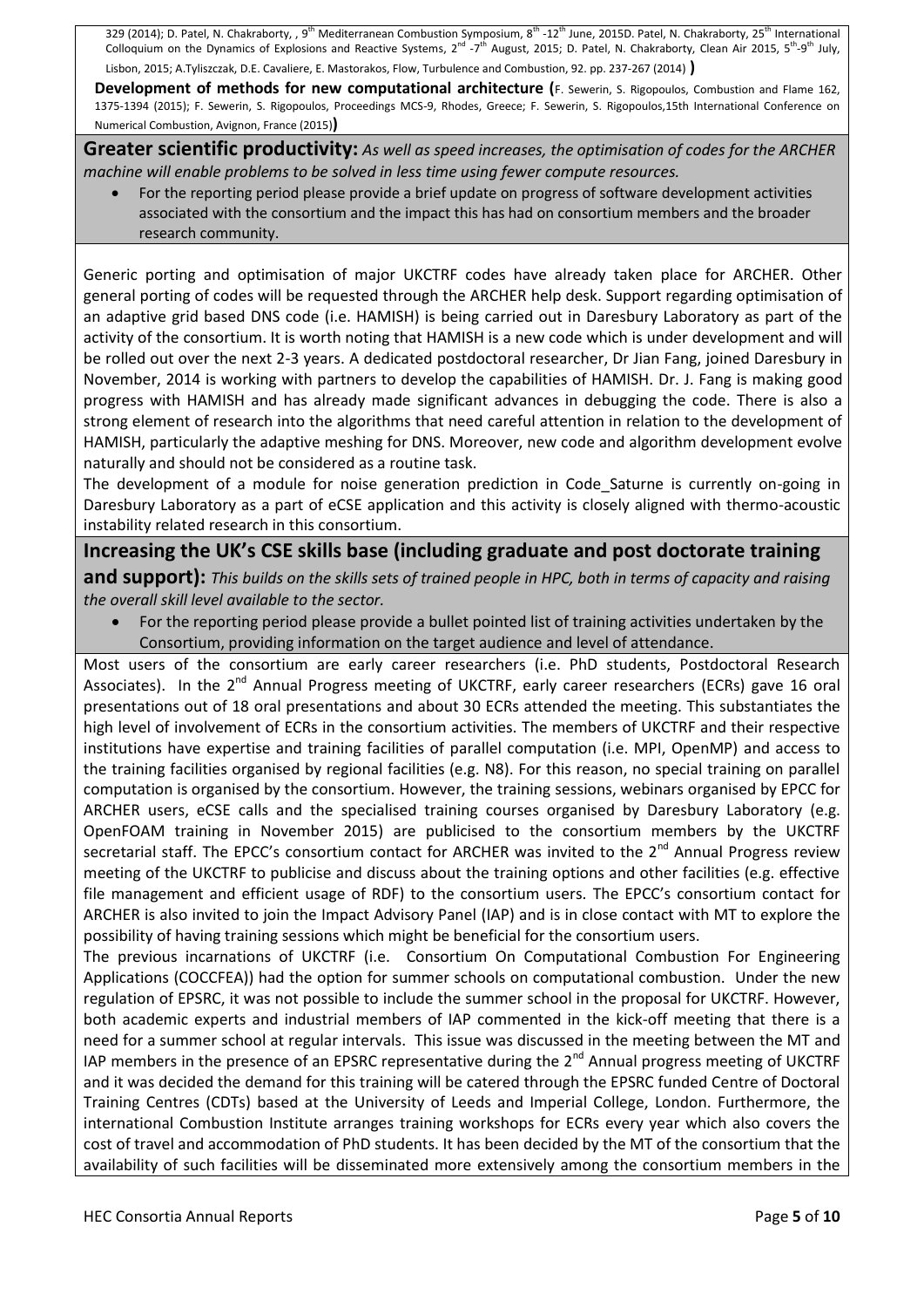329 (2014); D. Patel, N. Chakraborty, , 9th Mediterranean Combustion Symposium, 8th -12th June, 2015D. Patel, N. Chakraborty, 25th International Colloquium on the Dynamics of Explosions and Reactive Systems, 2nd -7th August, 2015; D. Patel, N. Chakraborty, Clean Air 2015, 5th-9th July, Lisbon, 2015; A.Tyliszczak, D.E. Cavaliere, E. Mastorakos, Flow, Turbulence and Combustion, 92. pp. 237-267 (2014) **)**

**Development of methods for new computational architecture (**F. Sewerin, S. Rigopoulos, Combustion and Flame 162, 1375-1394 (2015); F. Sewerin, S. Rigopoulos, Proceedings MCS-9, Rhodes, Greece; F. Sewerin, S. Rigopoulos,15th International Conference on Numerical Combustion, Avignon, France (2015)**)**

**Greater scientific productivity:** *As well as speed increases, the optimisation of codes for the ARCHER machine will enable problems to be solved in less time using fewer compute resources.*

- For the reporting period please provide a brief update on progress of software development activities associated with the consortium and the impact this has had on consortium members and the broader research community.

Generic porting and optimisation of major UKCTRF codes have already taken place for ARCHER. Other general porting of codes will be requested through the ARCHER help desk. Support regarding optimisation of an adaptive grid based DNS code (i.e. HAMISH) is being carried out in Daresbury Laboratory as part of the activity of the consortium. It is worth noting that HAMISH is a new code which is under development and will be rolled out over the next 2-3 years. A dedicated postdoctoral researcher, Dr Jian Fang, joined Daresbury in November, 2014 is working with partners to develop the capabilities of HAMISH. Dr. J. Fang is making good progress with HAMISH and has already made significant advances in debugging the code. There is also a strong element of research into the algorithms that need careful attention in relation to the development of HAMISH, particularly the adaptive meshing for DNS. Moreover, new code and algorithm development evolve naturally and should not be considered as a routine task.

The development of a module for noise generation prediction in Code_Saturne is currently on-going in Daresbury Laboratory as a part of eCSE application and this activity is closely aligned with thermo-acoustic instability related research in this consortium.

**Increasing the UK's CSE skills base (including graduate and post doctorate training and support):** *This builds on the skills sets of trained people in HPC, both in terms of capacity and raising the overall skill level available to the sector.*

- For the reporting period please provide a bullet pointed list of training activities undertaken by the Consortium, providing information on the target audience and level of attendance.

Most users of the consortium are early career researchers (i.e. PhD students, Postdoctoral Research Associates). In the 2nd Annual Progress meeting of UKCTRF, early career researchers (ECRs) gave 16 oral presentations out of 18 oral presentations and about 30 ECRs attended the meeting. This substantiates the high level of involvement of ECRs in the consortium activities. The members of UKCTRF and their respective institutions have expertise and training facilities of parallel computation (i.e. MPI, OpenMP) and access to the training facilities organised by regional facilities (e.g. N8). For this reason, no special training on parallel computation is organised by the consortium. However, the training sessions, webinars organised by EPCC for ARCHER users, eCSE calls and the specialised training courses organised by Daresbury Laboratory (e.g. OpenFOAM training in November 2015) are publicised to the consortium members by the UKCTRF secretarial staff. The EPCC's consortium contact for ARCHER was invited to the 2nd Annual Progress review meeting of the UKCTRF to publicise and discuss about the training options and other facilities (e.g. effective file management and efficient usage of RDF) to the consortium users. The EPCC's consortium contact for ARCHER is also invited to join the Impact Advisory Panel (IAP) and is in close contact with MT to explore the possibility of having training sessions which might be beneficial for the consortium users.

The previous incarnations of UKCTRF (i.e. Consortium On Computational Combustion For Engineering Applications (COCCFEA)) had the option for summer schools on computational combustion. Under the new regulation of EPSRC, it was not possible to include the summer school in the proposal for UKCTRF. However, both academic experts and industrial members of IAP commented in the kick-off meeting that there is a need for a summer school at regular intervals. This issue was discussed in the meeting between the MT and IAP members in the presence of an EPSRC representative during the 2nd Annual progress meeting of UKCTRF and it was decided the demand for this training will be catered through the EPSRC funded Centre of Doctoral Training Centres (CDTs) based at the University of Leeds and Imperial College, London. Furthermore, the international Combustion Institute arranges training workshops for ECRs every year which also covers the cost of travel and accommodation of PhD students. It has been decided by the MT of the consortium that the availability of such facilities will be disseminated more extensively among the consortium members in the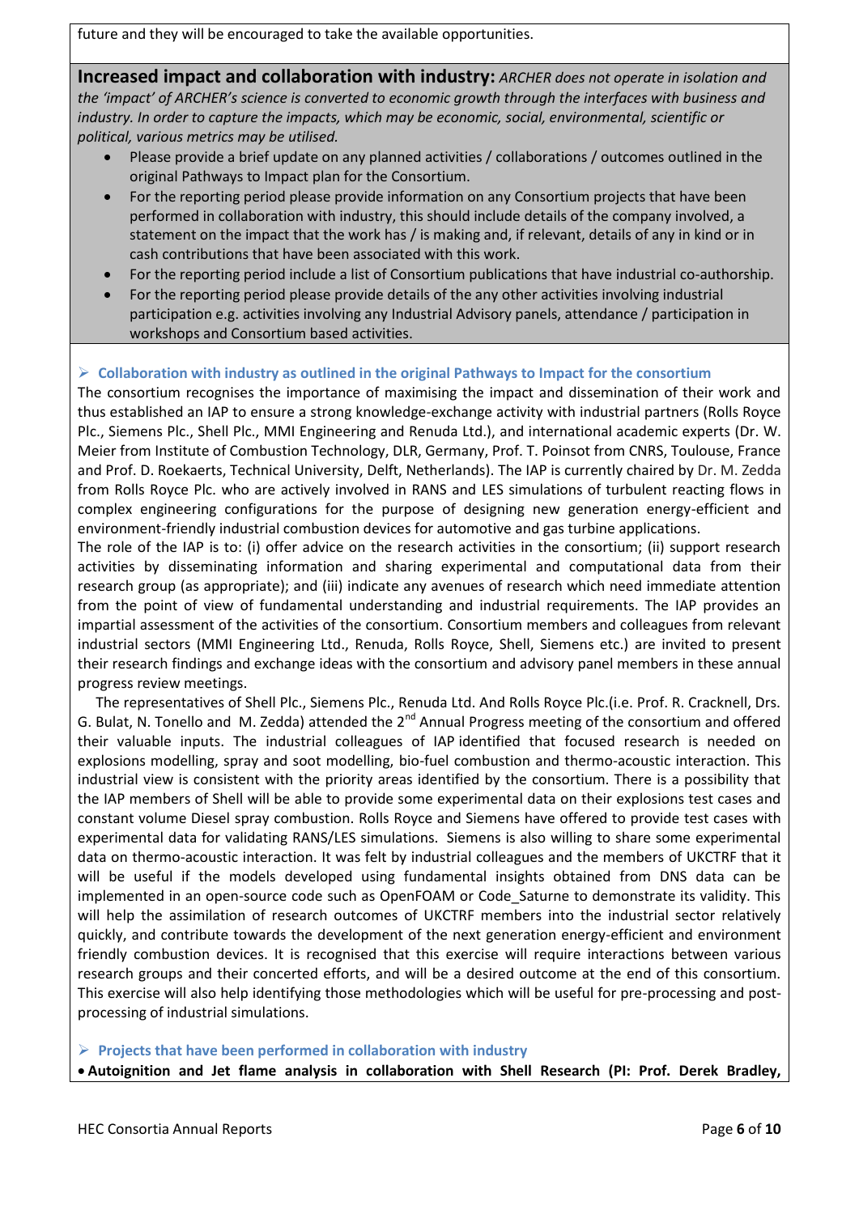future and they will be encouraged to take the available opportunities.

**Increased impact and collaboration with industry:** *ARCHER does not operate in isolation and the 'impact' of ARCHER's science is converted to economic growth through the interfaces with business and industry. In order to capture the impacts, which may be economic, social, environmental, scientific or political, various metrics may be utilised.*

- Please provide a brief update on any planned activities / collaborations / outcomes outlined in the original Pathways to Impact plan for the Consortium.
- For the reporting period please provide information on any Consortium projects that have been performed in collaboration with industry, this should include details of the company involved, a statement on the impact that the work has / is making and, if relevant, details of any in kind or in cash contributions that have been associated with this work.
- For the reporting period include a list of Consortium publications that have industrial co-authorship.
- For the reporting period please provide details of the any other activities involving industrial participation e.g. activities involving any Industrial Advisory panels, attendance / participation in workshops and Consortium based activities.

➢ **Collaboration with industry as outlined in the original Pathways to Impact for the consortium**

The consortium recognises the importance of maximising the impact and dissemination of their work and thus established an IAP to ensure a strong knowledge-exchange activity with industrial partners (Rolls Royce Plc., Siemens Plc., Shell Plc., MMI Engineering and Renuda Ltd.), and international academic experts (Dr. W. Meier from Institute of Combustion Technology, DLR, Germany, Prof. T. Poinsot from CNRS, Toulouse, France and Prof. D. Roekaerts, Technical University, Delft, Netherlands). The IAP is currently chaired by Dr. M. Zedda from Rolls Royce Plc. who are actively involved in RANS and LES simulations of turbulent reacting flows in complex engineering configurations for the purpose of designing new generation energy-efficient and environment-friendly industrial combustion devices for automotive and gas turbine applications.

The role of the IAP is to: (i) offer advice on the research activities in the consortium; (ii) support research activities by disseminating information and sharing experimental and computational data from their research group (as appropriate); and (iii) indicate any avenues of research which need immediate attention from the point of view of fundamental understanding and industrial requirements. The IAP provides an impartial assessment of the activities of the consortium. Consortium members and colleagues from relevant industrial sectors (MMI Engineering Ltd., Renuda, Rolls Royce, Shell, Siemens etc.) are invited to present their research findings and exchange ideas with the consortium and advisory panel members in these annual progress review meetings.

The representatives of Shell Plc., Siemens Plc., Renuda Ltd. And Rolls Royce Plc.(i.e. Prof. R. Cracknell, Drs. G. Bulat, N. Tonello and M. Zedda) attended the 2nd Annual Progress meeting of the consortium and offered their valuable inputs. The industrial colleagues of IAP identified that focused research is needed on explosions modelling, spray and soot modelling, bio-fuel combustion and thermo-acoustic interaction. This industrial view is consistent with the priority areas identified by the consortium. There is a possibility that the IAP members of Shell will be able to provide some experimental data on their explosions test cases and constant volume Diesel spray combustion. Rolls Royce and Siemens have offered to provide test cases with experimental data for validating RANS/LES simulations. Siemens is also willing to share some experimental data on thermo-acoustic interaction. It was felt by industrial colleagues and the members of UKCTRF that it will be useful if the models developed using fundamental insights obtained from DNS data can be implemented in an open-source code such as OpenFOAM or Code_Saturne to demonstrate its validity. This will help the assimilation of research outcomes of UKCTRF members into the industrial sector relatively quickly, and contribute towards the development of the next generation energy-efficient and environment friendly combustion devices. It is recognised that this exercise will require interactions between various research groups and their concerted efforts, and will be a desired outcome at the end of this consortium. This exercise will also help identifying those methodologies which will be useful for pre-processing and post-processing of industrial simulations.

➢ **Projects that have been performed in collaboration with industry**

- **Autoignition and Jet flame analysis in collaboration with Shell Research (PI: Prof. Derek Bradley,**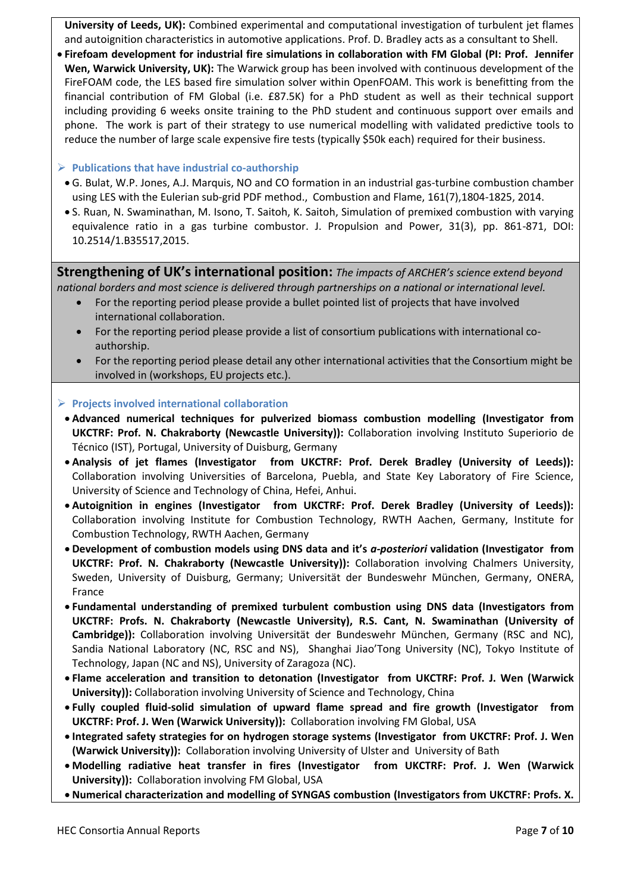**University of Leeds, UK):** Combined experimental and computational investigation of turbulent jet flames and autoignition characteristics in automotive applications. Prof. D. Bradley acts as a consultant to Shell.

- **Firefoam development for industrial fire simulations in collaboration with FM Global (PI: Prof. Jennifer Wen, Warwick University, UK):** The Warwick group has been involved with continuous development of the FireFOAM code, the LES based fire simulation solver within OpenFOAM. This work is benefitting from the financial contribution of FM Global (i.e. £87.5K) for a PhD student as well as their technical support including providing 6 weeks onsite training to the PhD student and continuous support over emails and phone. The work is part of their strategy to use numerical modelling with validated predictive tools to reduce the number of large scale expensive fire tests (typically $50k each) required for their business.

➢ **Publications that have industrial co-authorship**

- G. Bulat, W.P. Jones, A.J. Marquis, NO and CO formation in an industrial gas-turbine combustion chamber using LES with the Eulerian sub-grid PDF method., Combustion and Flame, 161(7),1804-1825, 2014.
- S. Ruan, N. Swaminathan, M. Isono, T. Saitoh, K. Saitoh, Simulation of premixed combustion with varying equivalence ratio in a gas turbine combustor. J. Propulsion and Power, 31(3), pp. 861-871, DOI: 10.2514/1.B35517,2015.

**Strengthening of UK's international position:** *The impacts of ARCHER's science extend beyond national borders and most science is delivered through partnerships on a national or international level.*

- For the reporting period please provide a bullet pointed list of projects that have involved international collaboration.
- For the reporting period please provide a list of consortium publications with international co-authorship.
- For the reporting period please detail any other international activities that the Consortium might be involved in (workshops, EU projects etc.).

➢ **Projects involved international collaboration**

- **Advanced numerical techniques for pulverized biomass combustion modelling (Investigator from UKCTRF: Prof. N. Chakraborty (Newcastle University)):** Collaboration involving Instituto Superiorio de Técnico (IST), Portugal, University of Duisburg, Germany
- **Analysis of jet flames (Investigator from UKCTRF: Prof. Derek Bradley (University of Leeds)):** Collaboration involving Universities of Barcelona, Puebla, and State Key Laboratory of Fire Science, University of Science and Technology of China, Hefei, Anhui.
- **Autoignition in engines (Investigator from UKCTRF: Prof. Derek Bradley (University of Leeds)):** Collaboration involving Institute for Combustion Technology, RWTH Aachen, Germany, Institute for Combustion Technology, RWTH Aachen, Germany
- **Development of combustion models using DNS data and it's *a-posteriori* validation (Investigator from UKCTRF: Prof. N. Chakraborty (Newcastle University)):** Collaboration involving Chalmers University, Sweden, University of Duisburg, Germany; Universität der Bundeswehr München, Germany, ONERA, France
- **Fundamental understanding of premixed turbulent combustion using DNS data (Investigators from UKCTRF: Profs. N. Chakraborty (Newcastle University), R.S. Cant, N. Swaminathan (University of Cambridge)):** Collaboration involving Universität der Bundeswehr München, Germany (RSC and NC), Sandia National Laboratory (NC, RSC and NS), Shanghai Jiao'Tong University (NC), Tokyo Institute of Technology, Japan (NC and NS), University of Zaragoza (NC).
- **Flame acceleration and transition to detonation (Investigator from UKCTRF: Prof. J. Wen (Warwick University)):** Collaboration involving University of Science and Technology, China
- **Fully coupled fluid-solid simulation of upward flame spread and fire growth (Investigator from UKCTRF: Prof. J. Wen (Warwick University)):** Collaboration involving FM Global, USA
- **Integrated safety strategies for on hydrogen storage systems (Investigator from UKCTRF: Prof. J. Wen (Warwick University)):** Collaboration involving University of Ulster and University of Bath
- **Modelling radiative heat transfer in fires (Investigator from UKCTRF: Prof. J. Wen (Warwick University)):** Collaboration involving FM Global, USA
- **Numerical characterization and modelling of SYNGAS combustion (Investigators from UKCTRF: Profs. X.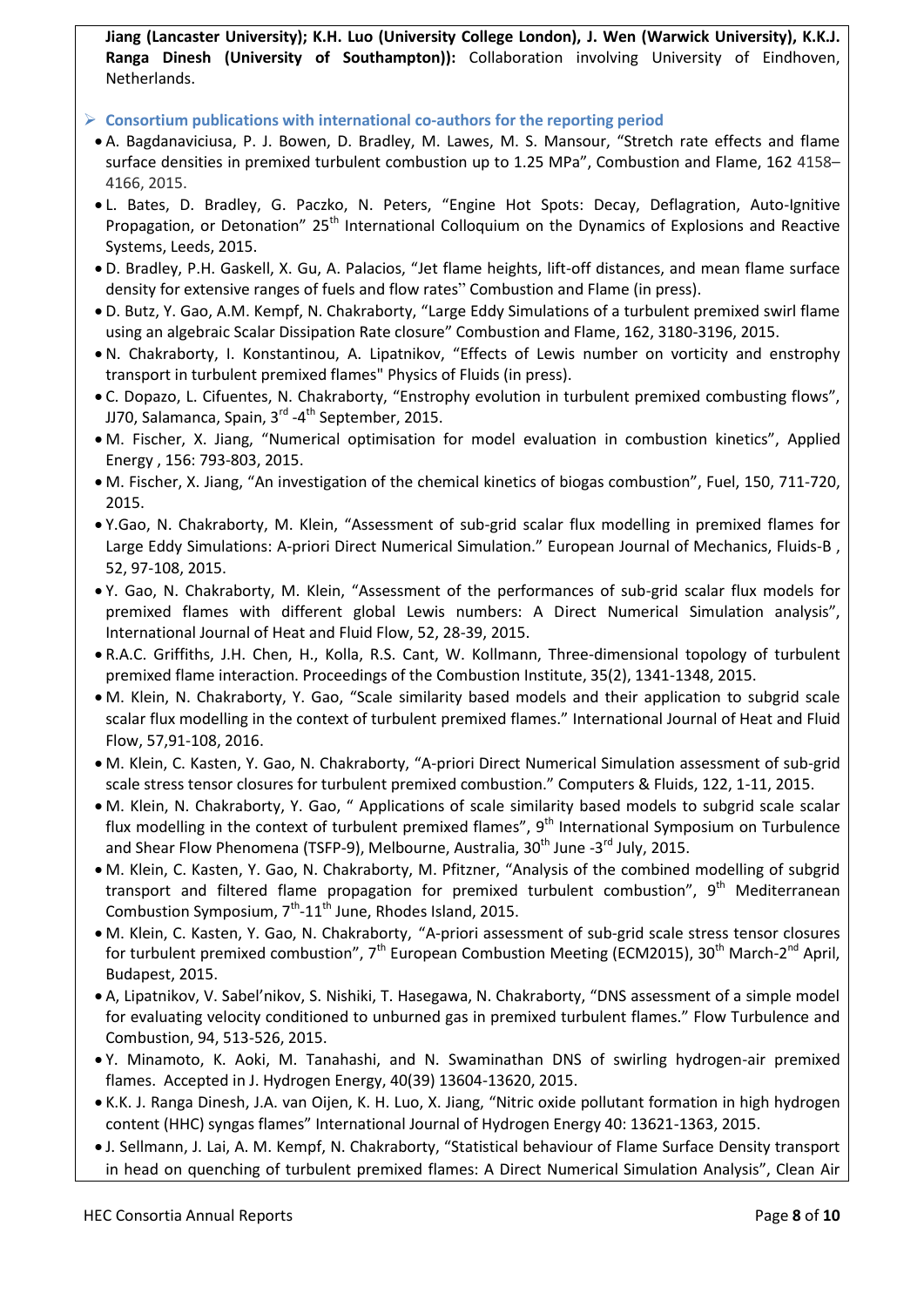**Jiang (Lancaster University); K.H. Luo (University College London), J. Wen (Warwick University), K.K.J. Ranga Dinesh (University of Southampton)):** Collaboration involving University of Eindhoven, Netherlands.

- **Consortium publications with international co-authors for the reporting period**
  - A. Bagdanaviciusa, P. J. Bowen, D. Bradley, M. Lawes, M. S. Mansour, "Stretch rate effects and flame surface densities in premixed turbulent combustion up to 1.25 MPa", Combustion and Flame, 162 4158–4166, 2015.
  - L. Bates, D. Bradley, G. Paczko, N. Peters, "Engine Hot Spots: Decay, Deflagration, Auto-Ignitive Propagation, or Detonation" 25th International Colloquium on the Dynamics of Explosions and Reactive Systems, Leeds, 2015.
  - D. Bradley, P.H. Gaskell, X. Gu, A. Palacios, "Jet flame heights, lift-off distances, and mean flame surface density for extensive ranges of fuels and flow rates" Combustion and Flame (in press).
  - D. Butz, Y. Gao, A.M. Kempf, N. Chakraborty, "Large Eddy Simulations of a turbulent premixed swirl flame using an algebraic Scalar Dissipation Rate closure" Combustion and Flame, 162, 3180-3196, 2015.
  - N. Chakraborty, I. Konstantinou, A. Lipatnikov, "Effects of Lewis number on vorticity and enstrophy transport in turbulent premixed flames" Physics of Fluids (in press).
  - C. Dopazo, L. Cifuentes, N. Chakraborty, "Enstrophy evolution in turbulent premixed combusting flows", JJ70, Salamanca, Spain, 3rd -4th September, 2015.
  - M. Fischer, X. Jiang, "Numerical optimisation for model evaluation in combustion kinetics", Applied Energy , 156: 793-803, 2015.
  - M. Fischer, X. Jiang, "An investigation of the chemical kinetics of biogas combustion", Fuel, 150, 711-720, 2015.
  - Y.Gao, N. Chakraborty, M. Klein, "Assessment of sub-grid scalar flux modelling in premixed flames for Large Eddy Simulations: A-priori Direct Numerical Simulation." European Journal of Mechanics, Fluids-B , 52, 97-108, 2015.
  - Y. Gao, N. Chakraborty, M. Klein, "Assessment of the performances of sub-grid scalar flux models for premixed flames with different global Lewis numbers: A Direct Numerical Simulation analysis", International Journal of Heat and Fluid Flow, 52, 28-39, 2015.
  - R.A.C. Griffiths, J.H. Chen, H., Kolla, R.S. Cant, W. Kollmann, Three-dimensional topology of turbulent premixed flame interaction. Proceedings of the Combustion Institute, 35(2), 1341-1348, 2015.
  - M. Klein, N. Chakraborty, Y. Gao, "Scale similarity based models and their application to subgrid scale scalar flux modelling in the context of turbulent premixed flames." International Journal of Heat and Fluid Flow, 57,91-108, 2016.
  - M. Klein, C. Kasten, Y. Gao, N. Chakraborty, "A-priori Direct Numerical Simulation assessment of sub-grid scale stress tensor closures for turbulent premixed combustion." Computers & Fluids, 122, 1-11, 2015.
  - M. Klein, N. Chakraborty, Y. Gao, " Applications of scale similarity based models to subgrid scale scalar flux modelling in the context of turbulent premixed flames", 9th International Symposium on Turbulence and Shear Flow Phenomena (TSFP-9), Melbourne, Australia, 30th June -3rd July, 2015.
  - M. Klein, C. Kasten, Y. Gao, N. Chakraborty, M. Pfitzner, "Analysis of the combined modelling of subgrid transport and filtered flame propagation for premixed turbulent combustion", 9th Mediterranean Combustion Symposium, 7th-11th June, Rhodes Island, 2015.
  - M. Klein, C. Kasten, Y. Gao, N. Chakraborty, "A-priori assessment of sub-grid scale stress tensor closures for turbulent premixed combustion", 7th European Combustion Meeting (ECM2015), 30th March-2nd April, Budapest, 2015.
  - A, Lipatnikov, V. Sabel'nikov, S. Nishiki, T. Hasegawa, N. Chakraborty, "DNS assessment of a simple model for evaluating velocity conditioned to unburned gas in premixed turbulent flames." Flow Turbulence and Combustion, 94, 513-526, 2015.
  - Y. Minamoto, K. Aoki, M. Tanahashi, and N. Swaminathan DNS of swirling hydrogen-air premixed flames. Accepted in J. Hydrogen Energy, 40(39) 13604-13620, 2015.
  - K.K. J. Ranga Dinesh, J.A. van Oijen, K. H. Luo, X. Jiang, "Nitric oxide pollutant formation in high hydrogen content (HHC) syngas flames" International Journal of Hydrogen Energy 40: 13621-1363, 2015.
  - J. Sellmann, J. Lai, A. M. Kempf, N. Chakraborty, "Statistical behaviour of Flame Surface Density transport in head on quenching of turbulent premixed flames: A Direct Numerical Simulation Analysis", Clean Air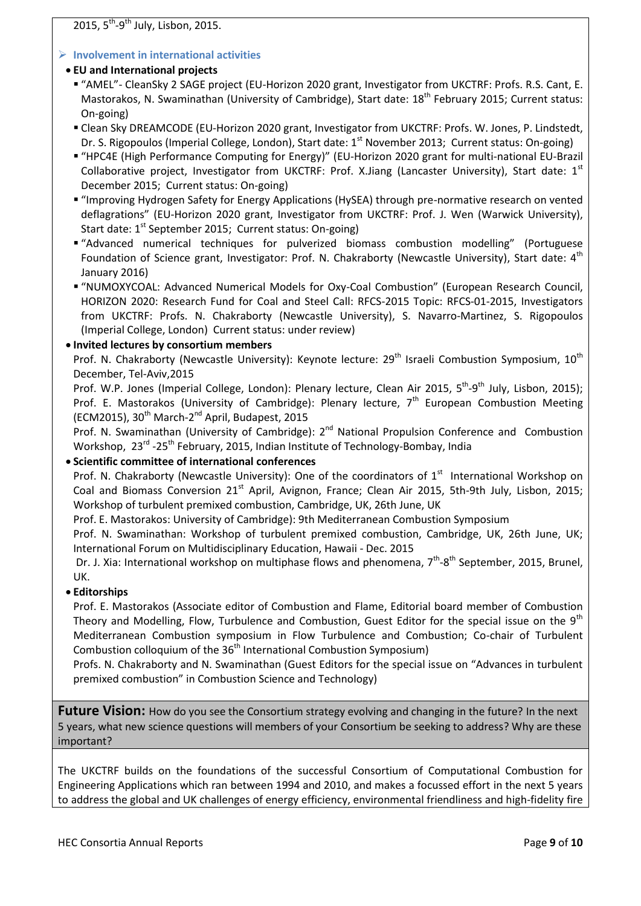2015, 5th-9th July, Lisbon, 2015.

- **Involvement in international activities**

- **EU and International projects**
  - "AMEL"- CleanSky 2 SAGE project (EU-Horizon 2020 grant, Investigator from UKCTRF: Profs. R.S. Cant, E. Mastorakos, N. Swaminathan (University of Cambridge), Start date: 18th February 2015; Current status: On-going)
  - Clean Sky DREAMCODE (EU-Horizon 2020 grant, Investigator from UKCTRF: Profs. W. Jones, P. Lindstedt, Dr. S. Rigopoulos (Imperial College, London), Start date: 1st November 2013; Current status: On-going)
  - "HPC4E (High Performance Computing for Energy)" (EU-Horizon 2020 grant for multi-national EU-Brazil Collaborative project, Investigator from UKCTRF: Prof. X.Jiang (Lancaster University), Start date: 1st December 2015; Current status: On-going)
  - "Improving Hydrogen Safety for Energy Applications (HySEA) through pre-normative research on vented deflagrations" (EU-Horizon 2020 grant, Investigator from UKCTRF: Prof. J. Wen (Warwick University), Start date: 1st September 2015; Current status: On-going)
  - "Advanced numerical techniques for pulverized biomass combustion modelling" (Portuguese Foundation of Science grant, Investigator: Prof. N. Chakraborty (Newcastle University), Start date: 4th January 2016)
  - "NUMOXYCOAL: Advanced Numerical Models for Oxy-Coal Combustion" (European Research Council, HORIZON 2020: Research Fund for Coal and Steel Call: RFCS-2015 Topic: RFCS-01-2015, Investigators from UKCTRF: Profs. N. Chakraborty (Newcastle University), S. Navarro-Martinez, S. Rigopoulos (Imperial College, London) Current status: under review)

- **Invited lectures by consortium members**

  Prof. N. Chakraborty (Newcastle University): Keynote lecture: 29th Israeli Combustion Symposium, 10th December, Tel-Aviv,2015

  Prof. W.P. Jones (Imperial College, London): Plenary lecture, Clean Air 2015, 5th-9th July, Lisbon, 2015); Prof. E. Mastorakos (University of Cambridge): Plenary lecture, 7th European Combustion Meeting (ECM2015), 30th March-2nd April, Budapest, 2015

  Prof. N. Swaminathan (University of Cambridge): 2nd National Propulsion Conference and Combustion Workshop, 23rd -25th February, 2015, Indian Institute of Technology-Bombay, India

- **Scientific committee of international conferences**

  Prof. N. Chakraborty (Newcastle University): One of the coordinators of 1st International Workshop on Coal and Biomass Conversion 21st April, Avignon, France; Clean Air 2015, 5th-9th July, Lisbon, 2015; Workshop of turbulent premixed combustion, Cambridge, UK, 26th June, UK

  Prof. E. Mastorakos: University of Cambridge): 9th Mediterranean Combustion Symposium

  Prof. N. Swaminathan: Workshop of turbulent premixed combustion, Cambridge, UK, 26th June, UK; International Forum on Multidisciplinary Education, Hawaii - Dec. 2015

  Dr. J. Xia: International workshop on multiphase flows and phenomena, 7th-8th September, 2015, Brunel, UK.

- **Editorships**

  Prof. E. Mastorakos (Associate editor of Combustion and Flame, Editorial board member of Combustion Theory and Modelling, Flow, Turbulence and Combustion, Guest Editor for the special issue on the 9th Mediterranean Combustion symposium in Flow Turbulence and Combustion; Co-chair of Turbulent Combustion colloquium of the 36th International Combustion Symposium)

  Profs. N. Chakraborty and N. Swaminathan (Guest Editors for the special issue on "Advances in turbulent premixed combustion" in Combustion Science and Technology)

**Future Vision:** How do you see the Consortium strategy evolving and changing in the future? In the next 5 years, what new science questions will members of your Consortium be seeking to address? Why are these important?

The UKCTRF builds on the foundations of the successful Consortium of Computational Combustion for Engineering Applications which ran between 1994 and 2010, and makes a focussed effort in the next 5 years to address the global and UK challenges of energy efficiency, environmental friendliness and high-fidelity fire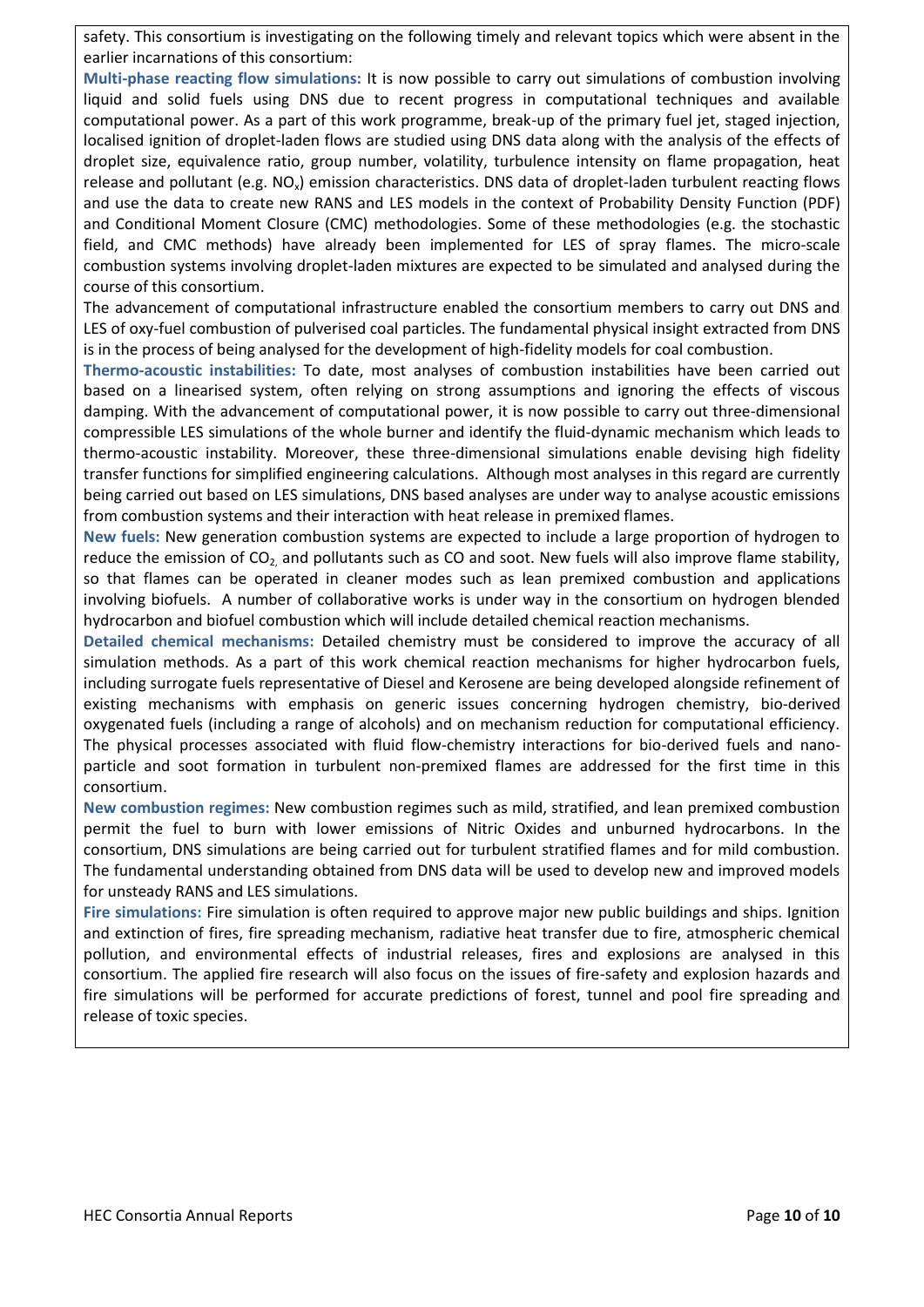safety. This consortium is investigating on the following timely and relevant topics which were absent in the earlier incarnations of this consortium:

**Multi-phase reacting flow simulations:** It is now possible to carry out simulations of combustion involving liquid and solid fuels using DNS due to recent progress in computational techniques and available computational power. As a part of this work programme, break-up of the primary fuel jet, staged injection, localised ignition of droplet-laden flows are studied using DNS data along with the analysis of the effects of droplet size, equivalence ratio, group number, volatility, turbulence intensity on flame propagation, heat release and pollutant (e.g. $NO_x$) emission characteristics. DNS data of droplet-laden turbulent reacting flows and use the data to create new RANS and LES models in the context of Probability Density Function (PDF) and Conditional Moment Closure (CMC) methodologies. Some of these methodologies (e.g. the stochastic field, and CMC methods) have already been implemented for LES of spray flames. The micro-scale combustion systems involving droplet-laden mixtures are expected to be simulated and analysed during the course of this consortium.

The advancement of computational infrastructure enabled the consortium members to carry out DNS and LES of oxy-fuel combustion of pulverised coal particles. The fundamental physical insight extracted from DNS is in the process of being analysed for the development of high-fidelity models for coal combustion.

**Thermo-acoustic instabilities:** To date, most analyses of combustion instabilities have been carried out based on a linearised system, often relying on strong assumptions and ignoring the effects of viscous damping. With the advancement of computational power, it is now possible to carry out three-dimensional compressible LES simulations of the whole burner and identify the fluid-dynamic mechanism which leads to thermo-acoustic instability. Moreover, these three-dimensional simulations enable devising high fidelity transfer functions for simplified engineering calculations. Although most analyses in this regard are currently being carried out based on LES simulations, DNS based analyses are under way to analyse acoustic emissions from combustion systems and their interaction with heat release in premixed flames.

**New fuels:** New generation combustion systems are expected to include a large proportion of hydrogen to reduce the emission of $CO_2$, and pollutants such as CO and soot. New fuels will also improve flame stability, so that flames can be operated in cleaner modes such as lean premixed combustion and applications involving biofuels. A number of collaborative works is under way in the consortium on hydrogen blended hydrocarbon and biofuel combustion which will include detailed chemical reaction mechanisms.

**Detailed chemical mechanisms:** Detailed chemistry must be considered to improve the accuracy of all simulation methods. As a part of this work chemical reaction mechanisms for higher hydrocarbon fuels, including surrogate fuels representative of Diesel and Kerosene are being developed alongside refinement of existing mechanisms with emphasis on generic issues concerning hydrogen chemistry, bio-derived oxygenated fuels (including a range of alcohols) and on mechanism reduction for computational efficiency. The physical processes associated with fluid flow-chemistry interactions for bio-derived fuels and nano-particle and soot formation in turbulent non-premixed flames are addressed for the first time in this consortium.

**New combustion regimes:** New combustion regimes such as mild, stratified, and lean premixed combustion permit the fuel to burn with lower emissions of Nitric Oxides and unburned hydrocarbons. In the consortium, DNS simulations are being carried out for turbulent stratified flames and for mild combustion. The fundamental understanding obtained from DNS data will be used to develop new and improved models for unsteady RANS and LES simulations.

**Fire simulations:** Fire simulation is often required to approve major new public buildings and ships. Ignition and extinction of fires, fire spreading mechanism, radiative heat transfer due to fire, atmospheric chemical pollution, and environmental effects of industrial releases, fires and explosions are analysed in this consortium. The applied fire research will also focus on the issues of fire-safety and explosion hazards and fire simulations will be performed for accurate predictions of forest, tunnel and pool fire spreading and release of toxic species.